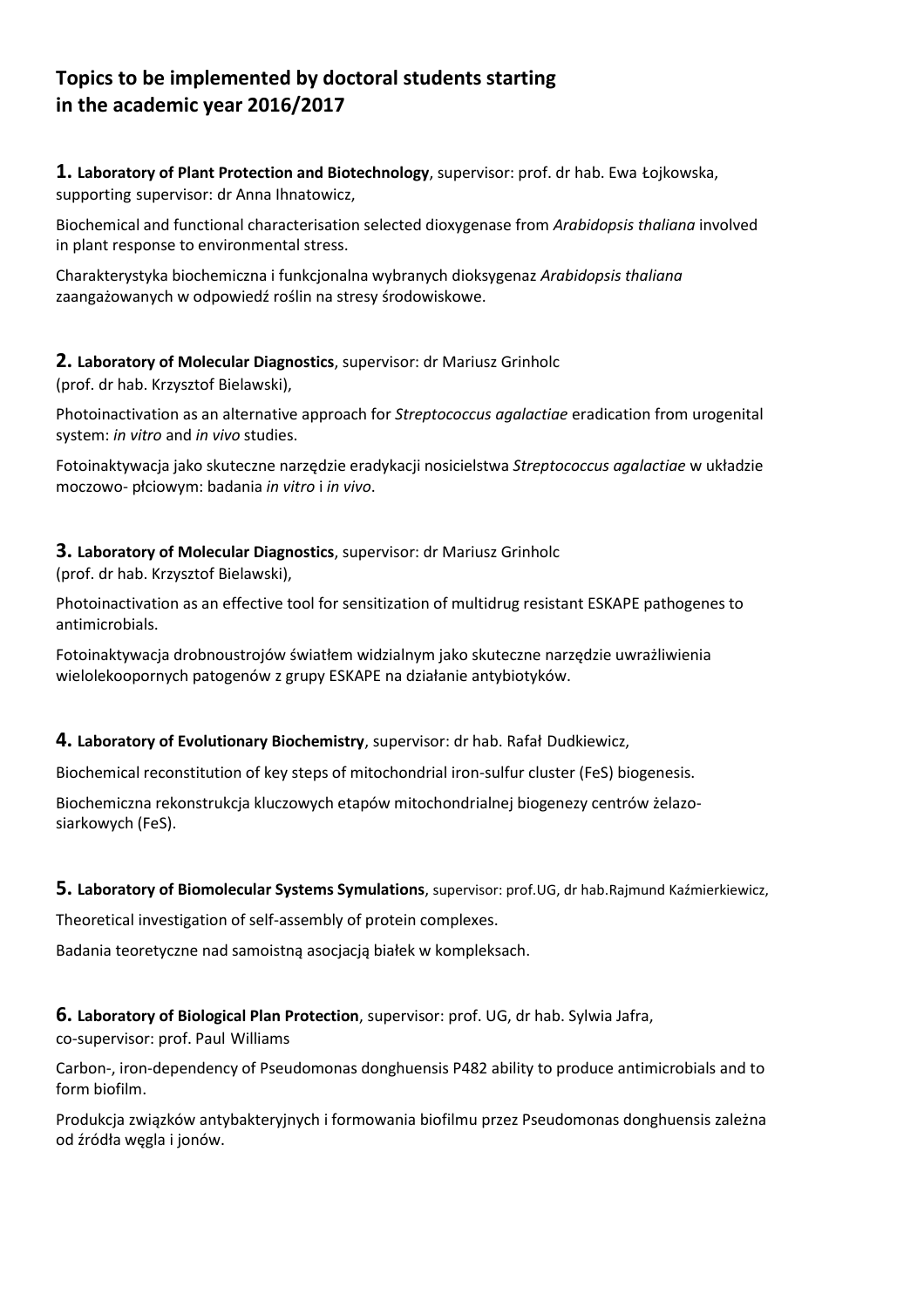# Topics to be implemented by doctoral students starting in the academic year 2016/2017

**1. Laboratory of Plant Protection and Biotechnology**, supervisor: prof. dr hab. Ewa Łojkowska, supporting supervisor: dr Anna Ihnatowicz,

Biochemical and functional characterisation selected dioxygenase from *Arabidopsis thaliana* involved in plant response to environmental stress.

Charakterystyka biochemiczna i funkcjonalna wybranych dioksygenaz *Arabidopsis thaliana* zaangażowanych w odpowiedź roślin na stresy środowiskowe.

**2. Laboratory of Molecular Diagnostics**, supervisor: dr Mariusz Grinholc (prof. dr hab. Krzysztof Bielawski),

Photoinactivation as an alternative approach for *Streptococcus agalactiae* eradication from urogenital system: *in vitro* and *in vivo* studies.

Fotoinaktywacja jako skuteczne narzędzie eradykacji nosicielstwa *Streptococcus agalactiae* w układzie moczowo- płciowym: badania *in vitro* i *in vivo*.

**3. Laboratory of Molecular Diagnostics**, supervisor: dr Mariusz Grinholc (prof. dr hab. Krzysztof Bielawski),

Photoinactivation as an effective tool for sensitization of multidrug resistant ESKAPE pathogenes to antimicrobials.

Fotoinaktywacja drobnoustrojów światłem widzialnym jako skuteczne narzędzie uwrażliwienia wielolekoopornych patogenów z grupy ESKAPE na działanie antybiotyków.

**4. Laboratory of Evolutionary Biochemistry**, supervisor: dr hab. Rafał Dudkiewicz,

Biochemical reconstitution of key steps of mitochondrial iron-sulfur cluster (FeS) biogenesis.

Biochemiczna rekonstrukcja kluczowych etapów mitochondrialnej biogenezy centrów żelazo-siarkowych (FeS).

**5. Laboratory of Biomolecular Systems Symulations**, supervisor: prof.UG, dr hab.Rajmund Kaźmierkiewicz,

Theoretical investigation of self-assembly of protein complexes.

Badania teoretyczne nad samoistną asocjacją białek w kompleksach.

**6. Laboratory of Biological Plan Protection**, supervisor: prof. UG, dr hab. Sylwia Jafra, co-supervisor: prof. Paul Williams

Carbon-, iron-dependency of Pseudomonas donghuensis P482 ability to produce antimicrobials and to form biofilm.

Produkcja związków antybakteryjnych i formowania biofilmu przez Pseudomonas donghuensis zależna od źródła węgla i jonów.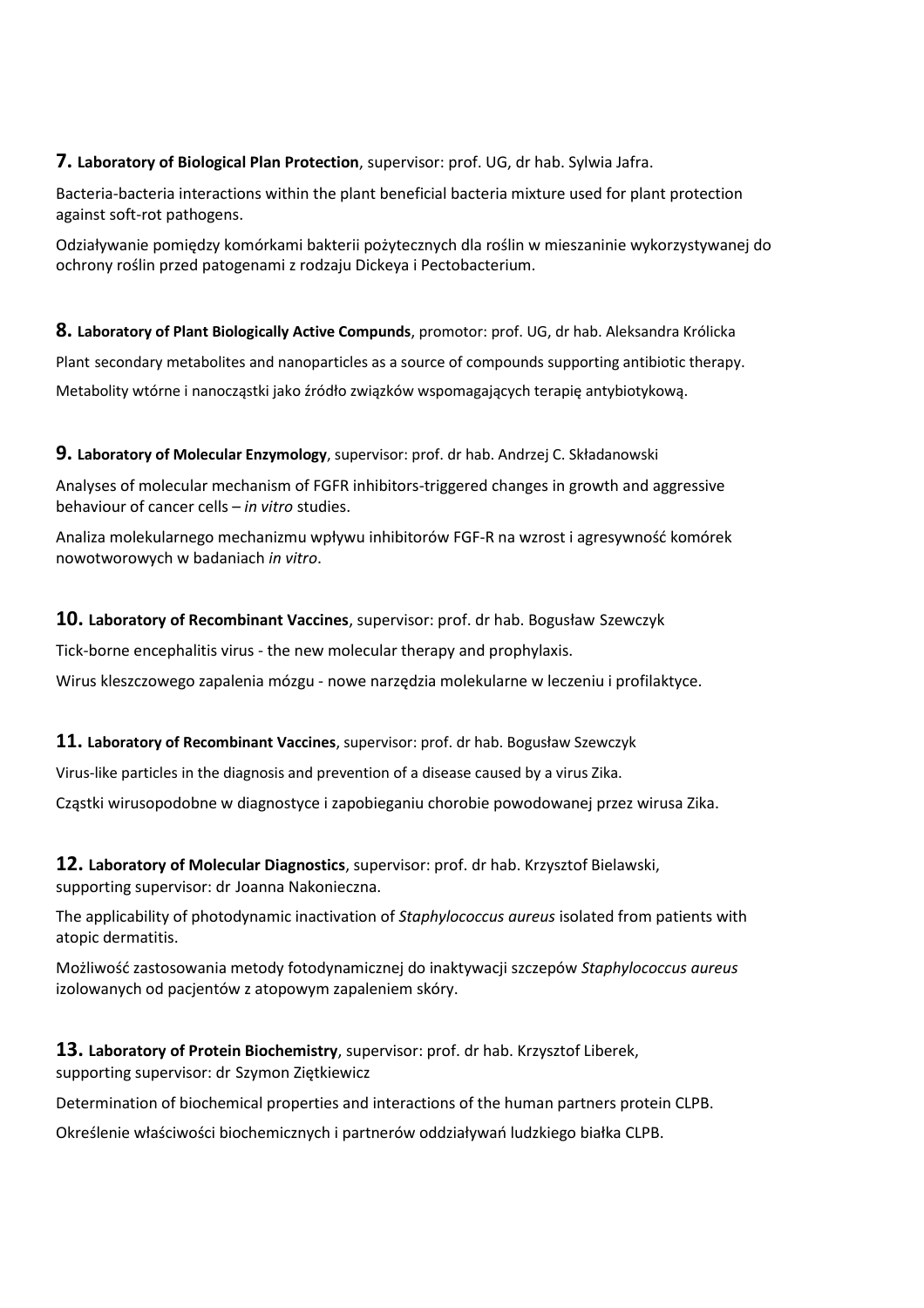**7. Laboratory of Biological Plan Protection**, supervisor: prof. UG, dr hab. Sylwia Jafra.

Bacteria-bacteria interactions within the plant beneficial bacteria mixture used for plant protection against soft-rot pathogens.

Odziaływanie pomiędzy komórkami bakterii pożytecznych dla roślin w mieszaninie wykorzystywanej do ochrony roślin przed patogenami z rodzaju Dickeya i Pectobacterium.

**8. Laboratory of Plant Biologically Active Compunds**, promotor: prof. UG, dr hab. Aleksandra Królicka

Plant secondary metabolites and nanoparticles as a source of compounds supporting antibiotic therapy.

Metabolity wtórne i nanocząstki jako źródło związków wspomagających terapię antybiotykową.

**9. Laboratory of Molecular Enzymology**, supervisor: prof. dr hab. Andrzej C. Składanowski

Analyses of molecular mechanism of FGFR inhibitors-triggered changes in growth and aggressive behaviour of cancer cells – *in vitro* studies.

Analiza molekularnego mechanizmu wpływu inhibitorów FGF-R na wzrost i agresywność komórek nowotworowych w badaniach *in vitro*.

**10. Laboratory of Recombinant Vaccines**, supervisor: prof. dr hab. Bogusław Szewczyk

Tick-borne encephalitis virus - the new molecular therapy and prophylaxis.

Wirus kleszczowego zapalenia mózgu - nowe narzędzia molekularne w leczeniu i profilaktyce.

**11. Laboratory of Recombinant Vaccines**, supervisor: prof. dr hab. Bogusław Szewczyk

Virus-like particles in the diagnosis and prevention of a disease caused by a virus Zika.

Cząstki wirusopodobne w diagnostyce i zapobieganiu chorobie powodowanej przez wirusa Zika.

**12. Laboratory of Molecular Diagnostics**, supervisor: prof. dr hab. Krzysztof Bielawski, supporting supervisor: dr Joanna Nakonieczna.

The applicability of photodynamic inactivation of *Staphylococcus aureus* isolated from patients with atopic dermatitis.

Możliwość zastosowania metody fotodynamicznej do inaktywacji szczepów *Staphylococcus aureus* izolowanych od pacjentów z atopowym zapaleniem skóry.

**13. Laboratory of Protein Biochemistry**, supervisor: prof. dr hab. Krzysztof Liberek, supporting supervisor: dr Szymon Ziętkiewicz

Determination of biochemical properties and interactions of the human partners protein CLPB.

Określenie właściwości biochemicznych i partnerów oddziaływań ludzkiego białka CLPB.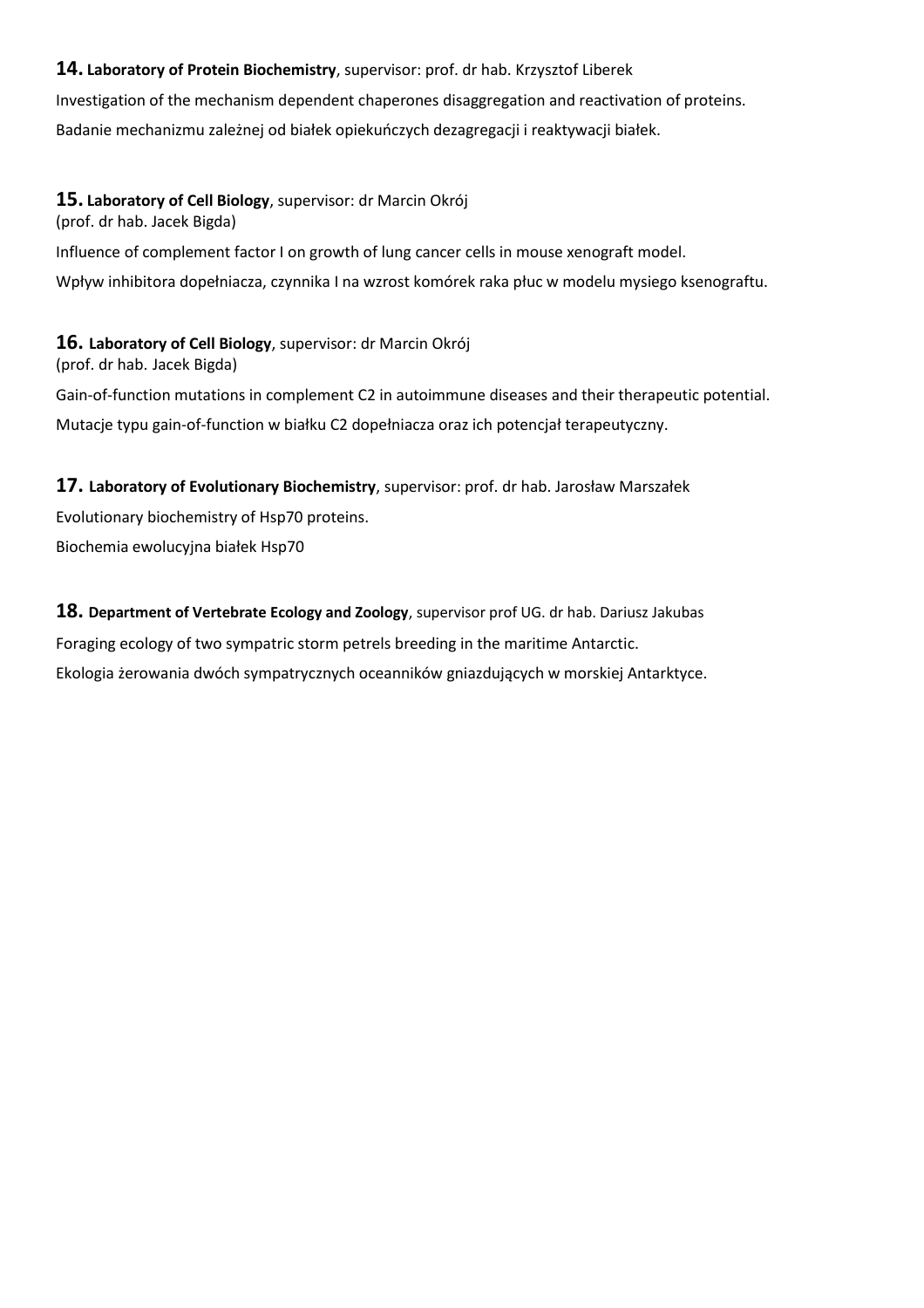**14. Laboratory of Protein Biochemistry**, supervisor: prof. dr hab. Krzysztof Liberek

Investigation of the mechanism dependent chaperones disaggregation and reactivation of proteins.

Badanie mechanizmu zależnej od białek opiekuńczych dezagregacji i reaktywacji białek.

**15. Laboratory of Cell Biology**, supervisor: dr Marcin Okrój
(prof. dr hab. Jacek Bigda)

Influence of complement factor I on growth of lung cancer cells in mouse xenograft model.

Wpływ inhibitora dopełniacza, czynnika I na wzrost komórek raka płuc w modelu mysiego ksenograftu.

**16. Laboratory of Cell Biology**, supervisor: dr Marcin Okrój
(prof. dr hab. Jacek Bigda)

Gain-of-function mutations in complement C2 in autoimmune diseases and their therapeutic potential.

Mutacje typu gain-of-function w białku C2 dopełniacza oraz ich potencjał terapeutyczny.

**17. Laboratory of Evolutionary Biochemistry**, supervisor: prof. dr hab. Jarosław Marszałek

Evolutionary biochemistry of Hsp70 proteins.

Biochemia ewolucyjna białek Hsp70

**18. Department of Vertebrate Ecology and Zoology**, supervisor prof UG. dr hab. Dariusz Jakubas

Foraging ecology of two sympatric storm petrels breeding in the maritime Antarctic.

Ekologia żerowania dwóch sympatrycznych oceanników gniazdujących w morskiej Antarktyce.